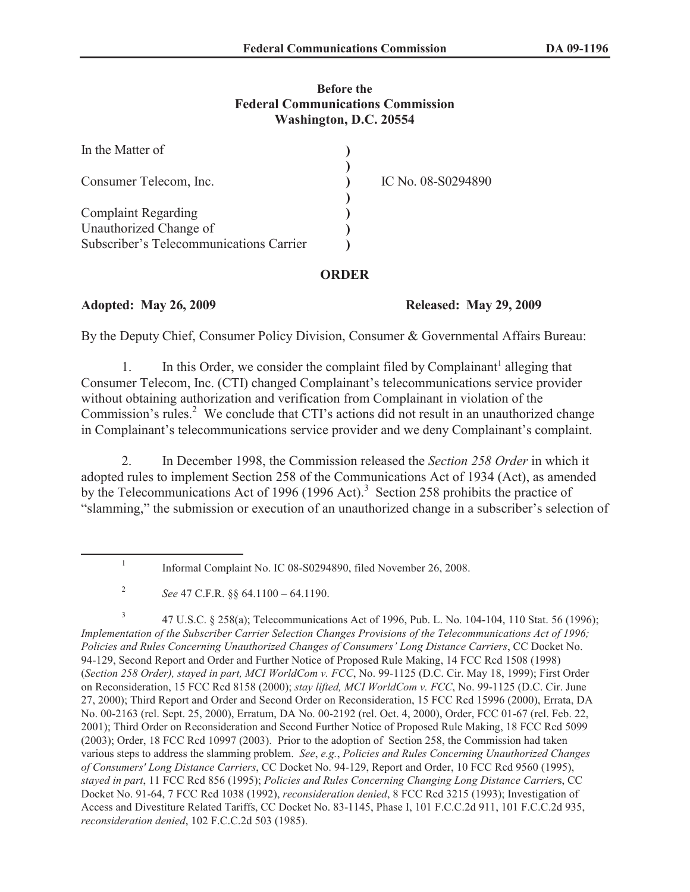**Before the**
**Federal Communications Commission**
**Washington, D.C. 20554**

| | | |
|---|---|---|
| In the Matter of | ) | |
| | ) | |
| Consumer Telecom, Inc. | ) | IC No. 08-S0294890 |
| | ) | |
| Complaint Regarding | ) | |
| Unauthorized Change of | ) | |
| Subscriber's Telecommunications Carrier | ) | |

**ORDER**

**Adopted: May 26, 2009** **Released: May 29, 2009**

By the Deputy Chief, Consumer Policy Division, Consumer & Governmental Affairs Bureau:

1. In this Order, we consider the complaint filed by Complainant[1] alleging that Consumer Telecom, Inc. (CTI) changed Complainant's telecommunications service provider without obtaining authorization and verification from Complainant in violation of the Commission's rules.[2] We conclude that CTI's actions did not result in an unauthorized change in Complainant's telecommunications service provider and we deny Complainant's complaint.

2. In December 1998, the Commission released the *Section 258 Order* in which it adopted rules to implement Section 258 of the Communications Act of 1934 (Act), as amended by the Telecommunications Act of 1996 (1996 Act).[3] Section 258 prohibits the practice of "slamming," the submission or execution of an unauthorized change in a subscriber's selection of

---

[1] Informal Complaint No. IC 08-S0294890, filed November 26, 2008.

[2] *See* 47 C.F.R. §§ 64.1100 – 64.1190.

[3] 47 U.S.C. § 258(a); Telecommunications Act of 1996, Pub. L. No. 104-104, 110 Stat. 56 (1996); *Implementation of the Subscriber Carrier Selection Changes Provisions of the Telecommunications Act of 1996; Policies and Rules Concerning Unauthorized Changes of Consumers' Long Distance Carriers*, CC Docket No. 94-129, Second Report and Order and Further Notice of Proposed Rule Making, 14 FCC Rcd 1508 (1998) (*Section 258 Order), stayed in part, MCI WorldCom v. FCC*, No. 99-1125 (D.C. Cir. May 18, 1999); First Order on Reconsideration, 15 FCC Rcd 8158 (2000); *stay lifted, MCI WorldCom v. FCC*, No. 99-1125 (D.C. Cir. June 27, 2000); Third Report and Order and Second Order on Reconsideration, 15 FCC Rcd 15996 (2000), Errata, DA No. 00-2163 (rel. Sept. 25, 2000), Erratum, DA No. 00-2192 (rel. Oct. 4, 2000), Order, FCC 01-67 (rel. Feb. 22, 2001); Third Order on Reconsideration and Second Further Notice of Proposed Rule Making, 18 FCC Rcd 5099 (2003); Order, 18 FCC Rcd 10997 (2003). Prior to the adoption of Section 258, the Commission had taken various steps to address the slamming problem. *See*, *e.g.*, *Policies and Rules Concerning Unauthorized Changes of Consumers' Long Distance Carriers*, CC Docket No. 94-129, Report and Order, 10 FCC Rcd 9560 (1995), *stayed in part*, 11 FCC Rcd 856 (1995); *Policies and Rules Concerning Changing Long Distance Carrier*s, CC Docket No. 91-64, 7 FCC Rcd 1038 (1992), *reconsideration denied*, 8 FCC Rcd 3215 (1993); Investigation of Access and Divestiture Related Tariffs, CC Docket No. 83-1145, Phase I, 101 F.C.C.2d 911, 101 F.C.C.2d 935, *reconsideration denied*, 102 F.C.C.2d 503 (1985).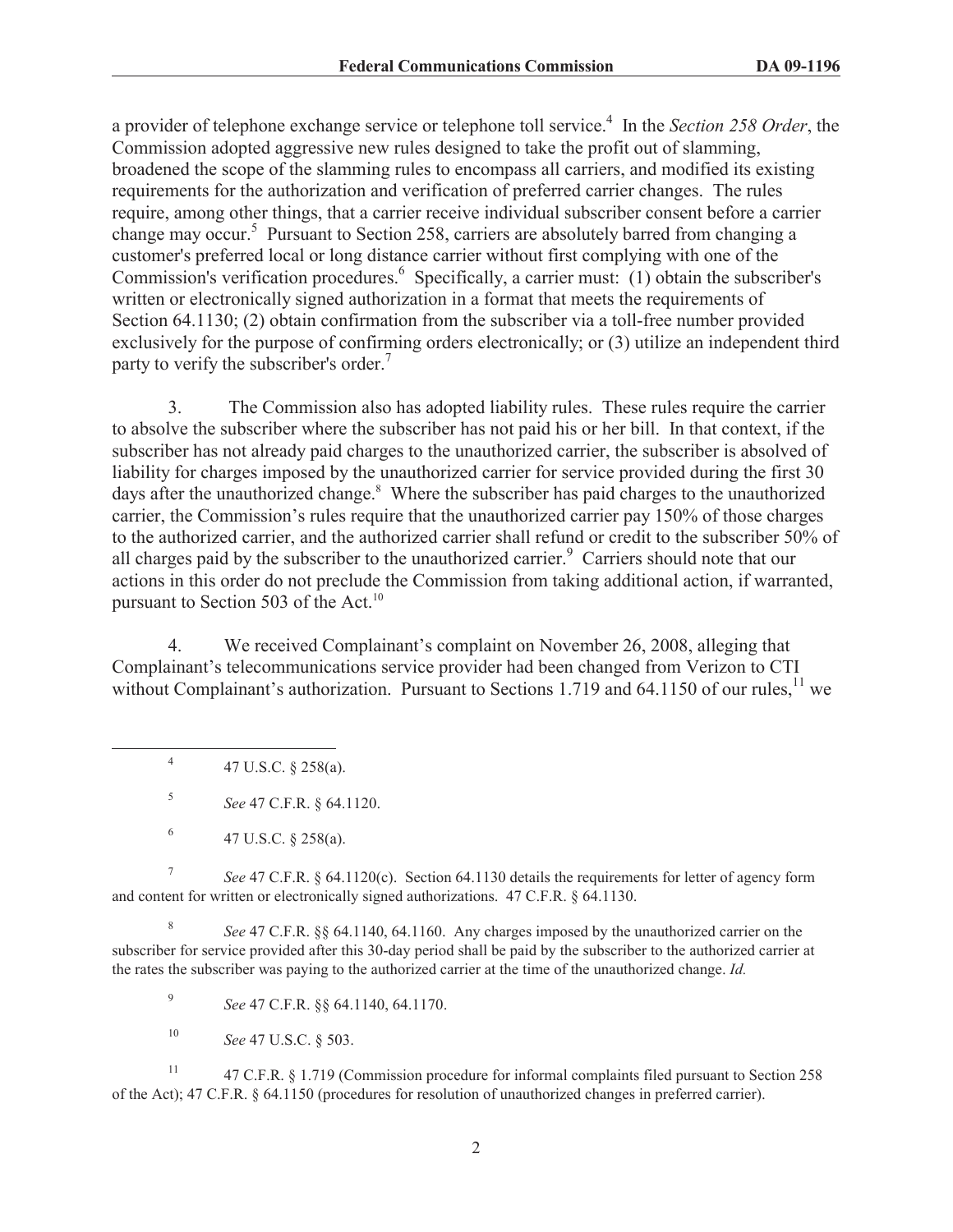a provider of telephone exchange service or telephone toll service.[4] In the *Section 258 Order*, the Commission adopted aggressive new rules designed to take the profit out of slamming, broadened the scope of the slamming rules to encompass all carriers, and modified its existing requirements for the authorization and verification of preferred carrier changes. The rules require, among other things, that a carrier receive individual subscriber consent before a carrier change may occur.[5] Pursuant to Section 258, carriers are absolutely barred from changing a customer's preferred local or long distance carrier without first complying with one of the Commission's verification procedures.[6] Specifically, a carrier must: (1) obtain the subscriber's written or electronically signed authorization in a format that meets the requirements of Section 64.1130; (2) obtain confirmation from the subscriber via a toll-free number provided exclusively for the purpose of confirming orders electronically; or (3) utilize an independent third party to verify the subscriber's order.[7]

3. The Commission also has adopted liability rules. These rules require the carrier to absolve the subscriber where the subscriber has not paid his or her bill. In that context, if the subscriber has not already paid charges to the unauthorized carrier, the subscriber is absolved of liability for charges imposed by the unauthorized carrier for service provided during the first 30 days after the unauthorized change.[8] Where the subscriber has paid charges to the unauthorized carrier, the Commission's rules require that the unauthorized carrier pay 150% of those charges to the authorized carrier, and the authorized carrier shall refund or credit to the subscriber 50% of all charges paid by the subscriber to the unauthorized carrier.[9] Carriers should note that our actions in this order do not preclude the Commission from taking additional action, if warranted, pursuant to Section 503 of the Act.[10]

4. We received Complainant's complaint on November 26, 2008, alleging that Complainant's telecommunications service provider had been changed from Verizon to CTI without Complainant's authorization. Pursuant to Sections 1.719 and 64.1150 of our rules,[11] we

---

[4] 47 U.S.C. § 258(a).

[5] *See* 47 C.F.R. § 64.1120.

[6] 47 U.S.C. § 258(a).

[7] *See* 47 C.F.R. § 64.1120(c). Section 64.1130 details the requirements for letter of agency form and content for written or electronically signed authorizations. 47 C.F.R. § 64.1130.

[8] *See* 47 C.F.R. §§ 64.1140, 64.1160. Any charges imposed by the unauthorized carrier on the subscriber for service provided after this 30-day period shall be paid by the subscriber to the authorized carrier at the rates the subscriber was paying to the authorized carrier at the time of the unauthorized change. *Id.*

[9] *See* 47 C.F.R. §§ 64.1140, 64.1170.

[10] *See* 47 U.S.C. § 503.

[11] 47 C.F.R. § 1.719 (Commission procedure for informal complaints filed pursuant to Section 258 of the Act); 47 C.F.R. § 64.1150 (procedures for resolution of unauthorized changes in preferred carrier).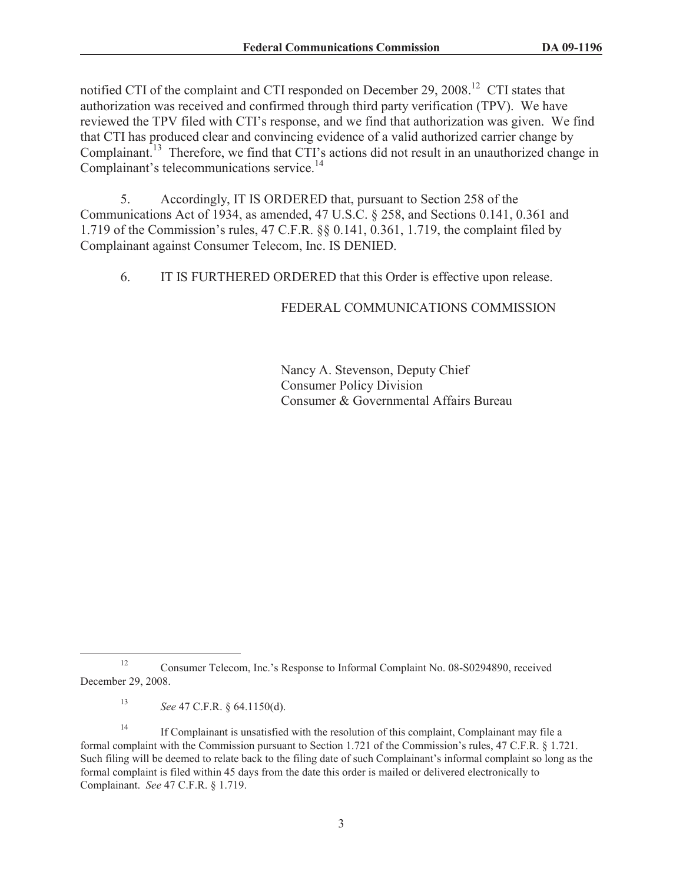notified CTI of the complaint and CTI responded on December 29, 2008.[12] CTI states that authorization was received and confirmed through third party verification (TPV). We have reviewed the TPV filed with CTI's response, and we find that authorization was given. We find that CTI has produced clear and convincing evidence of a valid authorized carrier change by Complainant.[13] Therefore, we find that CTI's actions did not result in an unauthorized change in Complainant's telecommunications service.[14]

5. Accordingly, IT IS ORDERED that, pursuant to Section 258 of the Communications Act of 1934, as amended, 47 U.S.C. § 258, and Sections 0.141, 0.361 and 1.719 of the Commission's rules, 47 C.F.R. §§ 0.141, 0.361, 1.719, the complaint filed by Complainant against Consumer Telecom, Inc. IS DENIED.

6. IT IS FURTHERED ORDERED that this Order is effective upon release.

FEDERAL COMMUNICATIONS COMMISSION

Nancy A. Stevenson, Deputy Chief
Consumer Policy Division
Consumer & Governmental Affairs Bureau

---

[12] Consumer Telecom, Inc.'s Response to Informal Complaint No. 08-S0294890, received December 29, 2008.

[13] *See* 47 C.F.R. § 64.1150(d).

[14] If Complainant is unsatisfied with the resolution of this complaint, Complainant may file a formal complaint with the Commission pursuant to Section 1.721 of the Commission's rules, 47 C.F.R. § 1.721. Such filing will be deemed to relate back to the filing date of such Complainant's informal complaint so long as the formal complaint is filed within 45 days from the date this order is mailed or delivered electronically to Complainant. *See* 47 C.F.R. § 1.719.